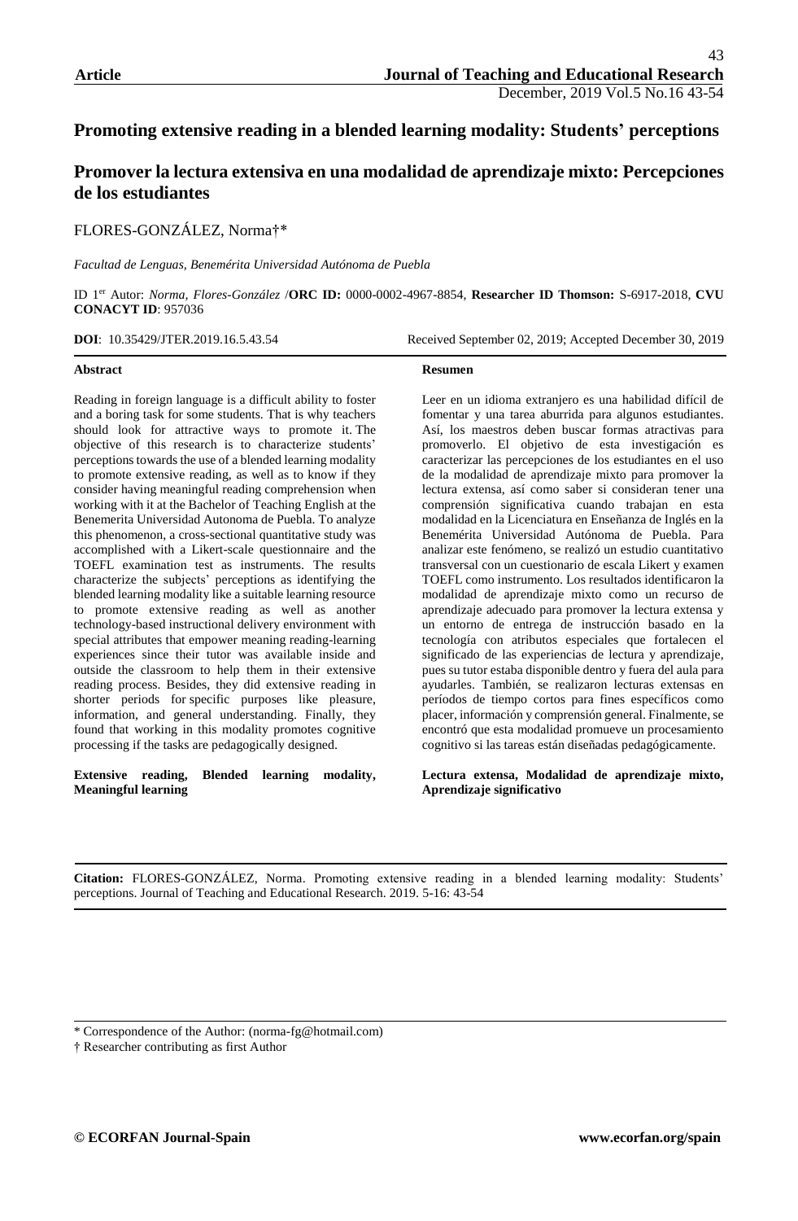**Article**

# Promoting extensive reading in a blended learning modality: Students' perceptions

# Promover la lectura extensiva en una modalidad de aprendizaje mixto: Percepciones de los estudiantes

FLORES-GONZÁLEZ, Norma†*

*Facultad de Lenguas, Benemérita Universidad Autónoma de Puebla*

ID 1[er] Autor: *Norma, Flores-González* /**ORC ID:** 0000-0002-4967-8854, **Researcher ID Thomson:** S-6917-2018, **CVU CONACYT ID**: 957036

**DOI**: 10.35429/JTER.2019.16.5.43.54 Received September 02, 2019; Accepted December 30, 2019

### Abstract

Reading in foreign language is a difficult ability to foster and a boring task for some students. That is why teachers should look for attractive ways to promote it. The objective of this research is to characterize students' perceptions towards the use of a blended learning modality to promote extensive reading, as well as to know if they consider having meaningful reading comprehension when working with it at the Bachelor of Teaching English at the Benemerita Universidad Autonoma de Puebla. To analyze this phenomenon, a cross-sectional quantitative study was accomplished with a Likert-scale questionnaire and the TOEFL examination test as instruments. The results characterize the subjects' perceptions as identifying the blended learning modality like a suitable learning resource to promote extensive reading as well as another technology-based instructional delivery environment with special attributes that empower meaning reading-learning experiences since their tutor was available inside and outside the classroom to help them in their extensive reading process. Besides, they did extensive reading in shorter periods for specific purposes like pleasure, information, and general understanding. Finally, they found that working in this modality promotes cognitive processing if the tasks are pedagogically designed.

**Extensive reading, Blended learning modality, Meaningful learning**

### Resumen

Leer en un idioma extranjero es una habilidad difícil de fomentar y una tarea aburrida para algunos estudiantes. Así, los maestros deben buscar formas atractivas para promoverlo. El objetivo de esta investigación es caracterizar las percepciones de los estudiantes en el uso de la modalidad de aprendizaje mixto para promover la lectura extensa, así como saber si consideran tener una comprensión significativa cuando trabajan en esta modalidad en la Licenciatura en Enseñanza de Inglés en la Benemérita Universidad Autónoma de Puebla. Para analizar este fenómeno, se realizó un estudio cuantitativo transversal con un cuestionario de escala Likert y examen TOEFL como instrumento. Los resultados identificaron la modalidad de aprendizaje mixto como un recurso de aprendizaje adecuado para promover la lectura extensa y un entorno de entrega de instrucción basado en la tecnología con atributos especiales que fortalecen el significado de las experiencias de lectura y aprendizaje, pues su tutor estaba disponible dentro y fuera del aula para ayudarles. También, se realizaron lecturas extensas en períodos de tiempo cortos para fines específicos como placer, información y comprensión general. Finalmente, se encontró que esta modalidad promueve un procesamiento cognitivo si las tareas están diseñadas pedagógicamente.

**Lectura extensa, Modalidad de aprendizaje mixto, Aprendizaje significativo**

---

**Citation:** FLORES-GONZÁLEZ, Norma. Promoting extensive reading in a blended learning modality: Students' perceptions. Journal of Teaching and Educational Research. 2019. 5-16: 43-54

---

\* Correspondence of the Author: (norma-fg@hotmail.com)

† Researcher contributing as first Author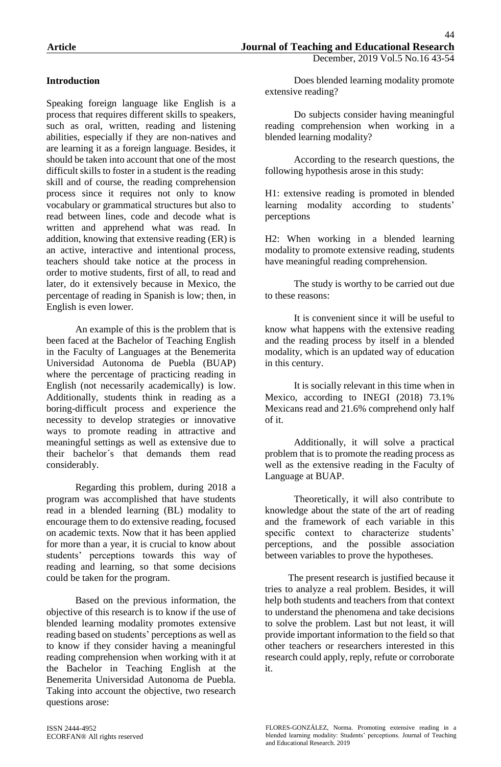## Introduction

Speaking foreign language like English is a process that requires different skills to speakers, such as oral, written, reading and listening abilities, especially if they are non-natives and are learning it as a foreign language. Besides, it should be taken into account that one of the most difficult skills to foster in a student is the reading skill and of course, the reading comprehension process since it requires not only to know vocabulary or grammatical structures but also to read between lines, code and decode what is written and apprehend what was read. In addition, knowing that extensive reading (ER) is an active, interactive and intentional process, teachers should take notice at the process in order to motive students, first of all, to read and later, do it extensively because in Mexico, the percentage of reading in Spanish is low; then, in English is even lower.

An example of this is the problem that is been faced at the Bachelor of Teaching English in the Faculty of Languages at the Benemerita Universidad Autonoma de Puebla (BUAP) where the percentage of practicing reading in English (not necessarily academically) is low. Additionally, students think in reading as a boring-difficult process and experience the necessity to develop strategies or innovative ways to promote reading in attractive and meaningful settings as well as extensive due to their bachelor´s that demands them read considerably.

Regarding this problem, during 2018 a program was accomplished that have students read in a blended learning (BL) modality to encourage them to do extensive reading, focused on academic texts. Now that it has been applied for more than a year, it is crucial to know about students' perceptions towards this way of reading and learning, so that some decisions could be taken for the program.

Based on the previous information, the objective of this research is to know if the use of blended learning modality promotes extensive reading based on students' perceptions as well as to know if they consider having a meaningful reading comprehension when working with it at the Bachelor in Teaching English at the Benemerita Universidad Autonoma de Puebla. Taking into account the objective, two research questions arose:

Does blended learning modality promote extensive reading?

Do subjects consider having meaningful reading comprehension when working in a blended learning modality?

According to the research questions, the following hypothesis arose in this study:

H1: extensive reading is promoted in blended learning modality according to students' perceptions

H2: When working in a blended learning modality to promote extensive reading, students have meaningful reading comprehension.

The study is worthy to be carried out due to these reasons:

It is convenient since it will be useful to know what happens with the extensive reading and the reading process by itself in a blended modality, which is an updated way of education in this century.

It is socially relevant in this time when in Mexico, according to INEGI (2018) 73.1% Mexicans read and 21.6% comprehend only half of it.

Additionally, it will solve a practical problem that is to promote the reading process as well as the extensive reading in the Faculty of Language at BUAP.

Theoretically, it will also contribute to knowledge about the state of the art of reading and the framework of each variable in this specific context to characterize students' perceptions, and the possible association between variables to prove the hypotheses.

The present research is justified because it tries to analyze a real problem. Besides, it will help both students and teachers from that context to understand the phenomena and take decisions to solve the problem. Last but not least, it will provide important information to the field so that other teachers or researchers interested in this research could apply, reply, refute or corroborate it.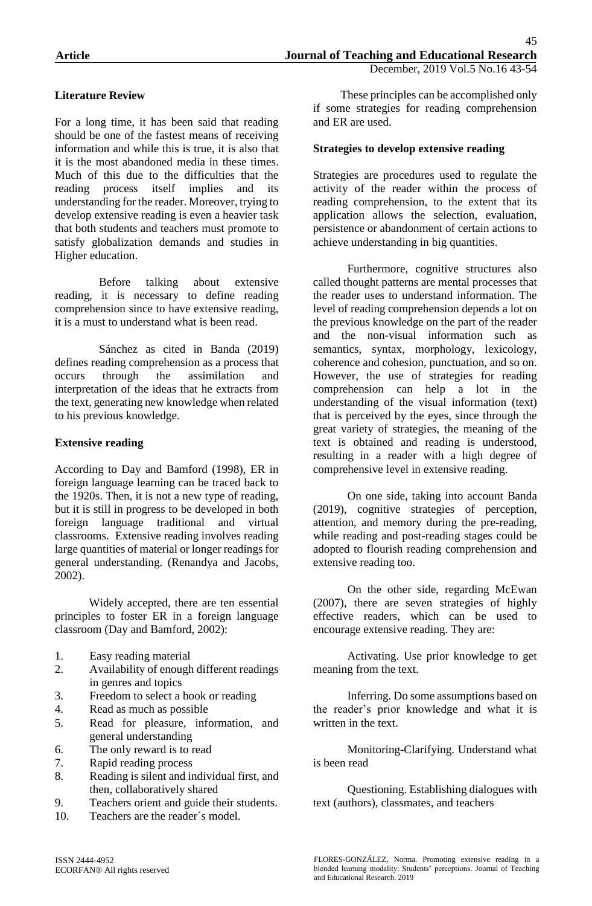**Literature Review**

For a long time, it has been said that reading should be one of the fastest means of receiving information and while this is true, it is also that it is the most abandoned media in these times. Much of this due to the difficulties that the reading process itself implies and its understanding for the reader. Moreover, trying to develop extensive reading is even a heavier task that both students and teachers must promote to satisfy globalization demands and studies in Higher education.

Before talking about extensive reading, it is necessary to define reading comprehension since to have extensive reading, it is a must to understand what is been read.

Sánchez as cited in Banda (2019) defines reading comprehension as a process that occurs through the assimilation and interpretation of the ideas that he extracts from the text, generating new knowledge when related to his previous knowledge.

**Extensive reading**

According to Day and Bamford (1998), ER in foreign language learning can be traced back to the 1920s. Then, it is not a new type of reading, but it is still in progress to be developed in both foreign language traditional and virtual classrooms. Extensive reading involves reading large quantities of material or longer readings for general understanding. (Renandya and Jacobs, 2002).

Widely accepted, there are ten essential principles to foster ER in a foreign language classroom (Day and Bamford, 2002):

1. Easy reading material
2. Availability of enough different readings in genres and topics
3. Freedom to select a book or reading
4. Read as much as possible
5. Read for pleasure, information, and general understanding
6. The only reward is to read
7. Rapid reading process
8. Reading is silent and individual first, and then, collaboratively shared
9. Teachers orient and guide their students.
10. Teachers are the reader´s model.

These principles can be accomplished only if some strategies for reading comprehension and ER are used.

**Strategies to develop extensive reading**

Strategies are procedures used to regulate the activity of the reader within the process of reading comprehension, to the extent that its application allows the selection, evaluation, persistence or abandonment of certain actions to achieve understanding in big quantities.

Furthermore, cognitive structures also called thought patterns are mental processes that the reader uses to understand information. The level of reading comprehension depends a lot on the previous knowledge on the part of the reader and the non-visual information such as semantics, syntax, morphology, lexicology, coherence and cohesion, punctuation, and so on. However, the use of strategies for reading comprehension can help a lot in the understanding of the visual information (text) that is perceived by the eyes, since through the great variety of strategies, the meaning of the text is obtained and reading is understood, resulting in a reader with a high degree of comprehensive level in extensive reading.

On one side, taking into account Banda (2019), cognitive strategies of perception, attention, and memory during the pre-reading, while reading and post-reading stages could be adopted to flourish reading comprehension and extensive reading too.

On the other side, regarding McEwan (2007), there are seven strategies of highly effective readers, which can be used to encourage extensive reading. They are:

Activating. Use prior knowledge to get meaning from the text.

Inferring. Do some assumptions based on the reader's prior knowledge and what it is written in the text.

Monitoring-Clarifying. Understand what is been read

Questioning. Establishing dialogues with text (authors), classmates, and teachers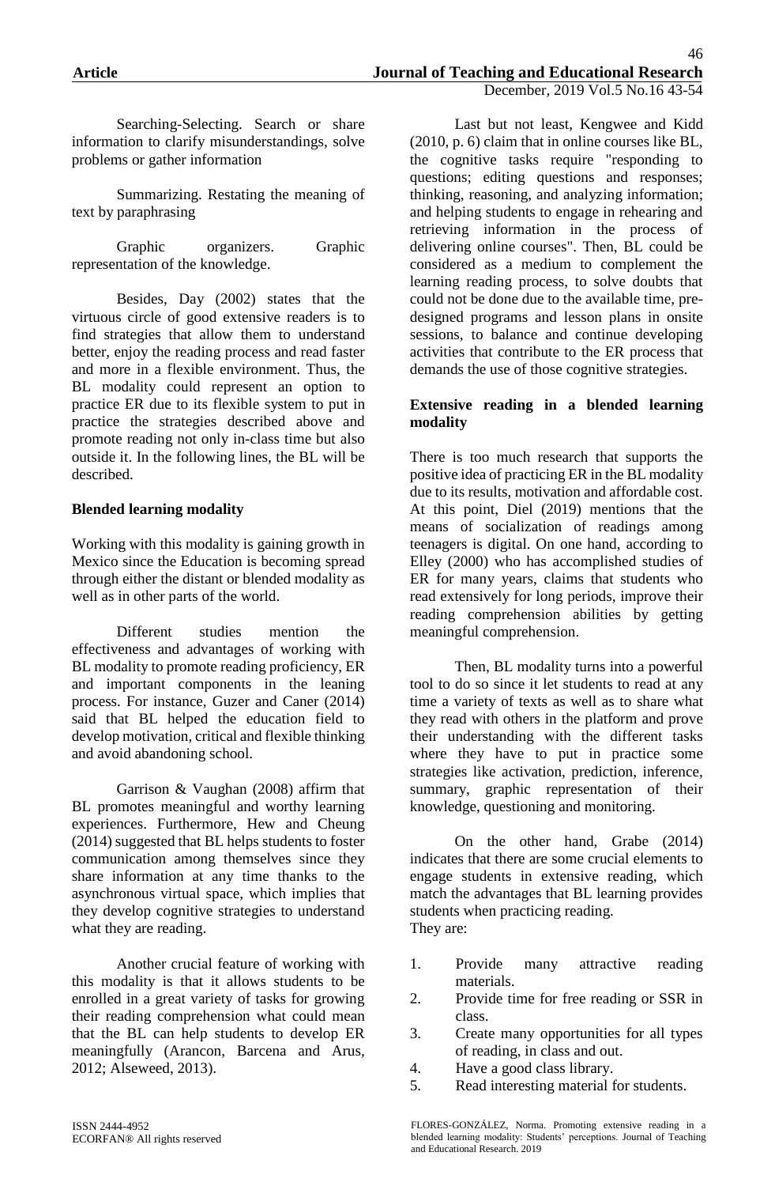Searching-Selecting. Search or share information to clarify misunderstandings, solve problems or gather information

Summarizing. Restating the meaning of text by paraphrasing

Graphic organizers. Graphic representation of the knowledge.

Besides, Day (2002) states that the virtuous circle of good extensive readers is to find strategies that allow them to understand better, enjoy the reading process and read faster and more in a flexible environment. Thus, the BL modality could represent an option to practice ER due to its flexible system to put in practice the strategies described above and promote reading not only in-class time but also outside it. In the following lines, the BL will be described.

**Blended learning modality**

Working with this modality is gaining growth in Mexico since the Education is becoming spread through either the distant or blended modality as well as in other parts of the world.

Different studies mention the effectiveness and advantages of working with BL modality to promote reading proficiency, ER and important components in the leaning process. For instance, Guzer and Caner (2014) said that BL helped the education field to develop motivation, critical and flexible thinking and avoid abandoning school.

Garrison & Vaughan (2008) affirm that BL promotes meaningful and worthy learning experiences. Furthermore, Hew and Cheung (2014) suggested that BL helps students to foster communication among themselves since they share information at any time thanks to the asynchronous virtual space, which implies that they develop cognitive strategies to understand what they are reading.

Another crucial feature of working with this modality is that it allows students to be enrolled in a great variety of tasks for growing their reading comprehension what could mean that the BL can help students to develop ER meaningfully (Arancon, Barcena and Arus, 2012; Alseweed, 2013).

Last but not least, Kengwee and Kidd (2010, p. 6) claim that in online courses like BL, the cognitive tasks require "responding to questions; editing questions and responses; thinking, reasoning, and analyzing information; and helping students to engage in rehearing and retrieving information in the process of delivering online courses". Then, BL could be considered as a medium to complement the learning reading process, to solve doubts that could not be done due to the available time, pre-designed programs and lesson plans in onsite sessions, to balance and continue developing activities that contribute to the ER process that demands the use of those cognitive strategies.

**Extensive reading in a blended learning modality**

There is too much research that supports the positive idea of practicing ER in the BL modality due to its results, motivation and affordable cost. At this point, Diel (2019) mentions that the means of socialization of readings among teenagers is digital. On one hand, according to Elley (2000) who has accomplished studies of ER for many years, claims that students who read extensively for long periods, improve their reading comprehension abilities by getting meaningful comprehension.

Then, BL modality turns into a powerful tool to do so since it let students to read at any time a variety of texts as well as to share what they read with others in the platform and prove their understanding with the different tasks where they have to put in practice some strategies like activation, prediction, inference, summary, graphic representation of their knowledge, questioning and monitoring.

On the other hand, Grabe (2014) indicates that there are some crucial elements to engage students in extensive reading, which match the advantages that BL learning provides students when practicing reading.
They are:

1. Provide many attractive reading materials.
2. Provide time for free reading or SSR in class.
3. Create many opportunities for all types of reading, in class and out.
4. Have a good class library.
5. Read interesting material for students.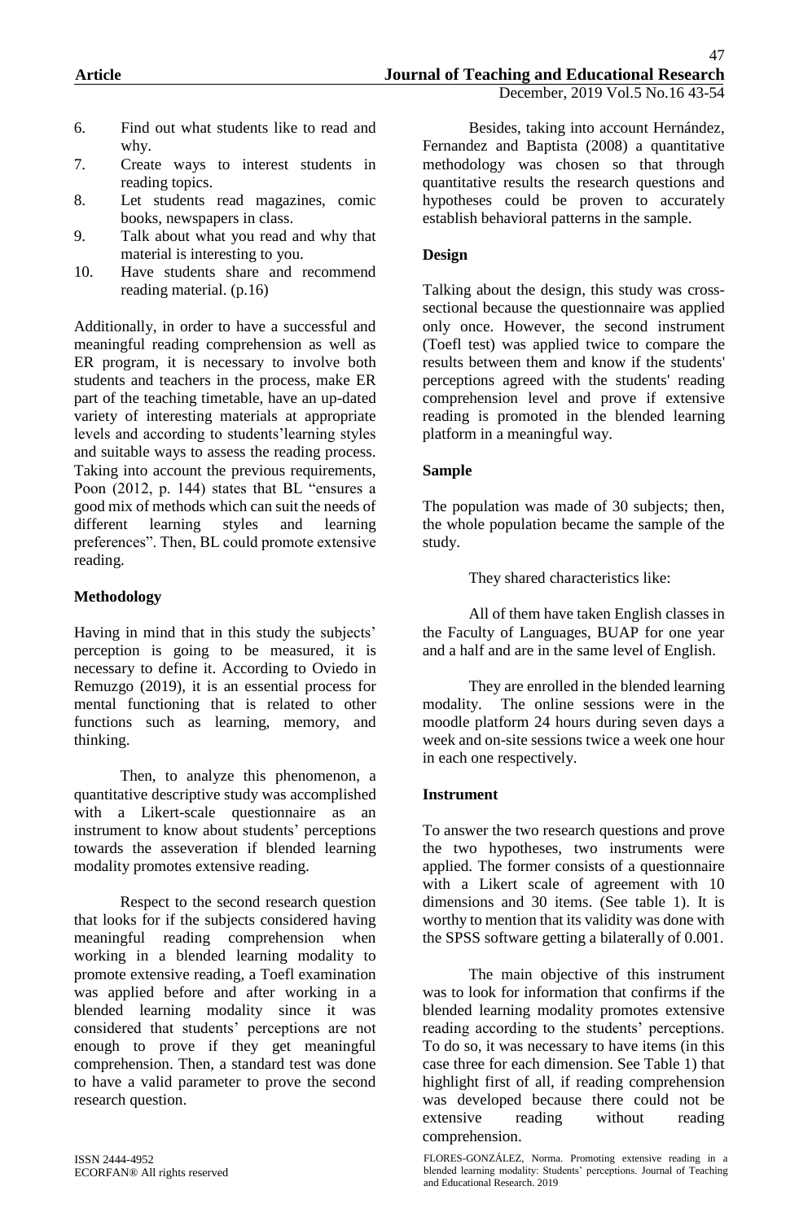6. Find out what students like to read and why.
7. Create ways to interest students in reading topics.
8. Let students read magazines, comic books, newspapers in class.
9. Talk about what you read and why that material is interesting to you.
10. Have students share and recommend reading material. (p.16)

Additionally, in order to have a successful and meaningful reading comprehension as well as ER program, it is necessary to involve both students and teachers in the process, make ER part of the teaching timetable, have an up-dated variety of interesting materials at appropriate levels and according to students'learning styles and suitable ways to assess the reading process. Taking into account the previous requirements, Poon (2012, p. 144) states that BL "ensures a good mix of methods which can suit the needs of different learning styles and learning preferences". Then, BL could promote extensive reading.

**Methodology**

Having in mind that in this study the subjects' perception is going to be measured, it is necessary to define it. According to Oviedo in Remuzgo (2019), it is an essential process for mental functioning that is related to other functions such as learning, memory, and thinking.

Then, to analyze this phenomenon, a quantitative descriptive study was accomplished with a Likert-scale questionnaire as an instrument to know about students' perceptions towards the asseveration if blended learning modality promotes extensive reading.

Respect to the second research question that looks for if the subjects considered having meaningful reading comprehension when working in a blended learning modality to promote extensive reading, a Toefl examination was applied before and after working in a blended learning modality since it was considered that students' perceptions are not enough to prove if they get meaningful comprehension. Then, a standard test was done to have a valid parameter to prove the second research question.

Besides, taking into account Hernández, Fernandez and Baptista (2008) a quantitative methodology was chosen so that through quantitative results the research questions and hypotheses could be proven to accurately establish behavioral patterns in the sample.

**Design**

Talking about the design, this study was cross-sectional because the questionnaire was applied only once. However, the second instrument (Toefl test) was applied twice to compare the results between them and know if the students' perceptions agreed with the students' reading comprehension level and prove if extensive reading is promoted in the blended learning platform in a meaningful way.

**Sample**

The population was made of 30 subjects; then, the whole population became the sample of the study.

They shared characteristics like:

All of them have taken English classes in the Faculty of Languages, BUAP for one year and a half and are in the same level of English.

They are enrolled in the blended learning modality. The online sessions were in the moodle platform 24 hours during seven days a week and on-site sessions twice a week one hour in each one respectively.

**Instrument**

To answer the two research questions and prove the two hypotheses, two instruments were applied. The former consists of a questionnaire with a Likert scale of agreement with 10 dimensions and 30 items. (See table 1). It is worthy to mention that its validity was done with the SPSS software getting a bilaterally of 0.001.

The main objective of this instrument was to look for information that confirms if the blended learning modality promotes extensive reading according to the students' perceptions. To do so, it was necessary to have items (in this case three for each dimension. See Table 1) that highlight first of all, if reading comprehension was developed because there could not be extensive reading without reading comprehension.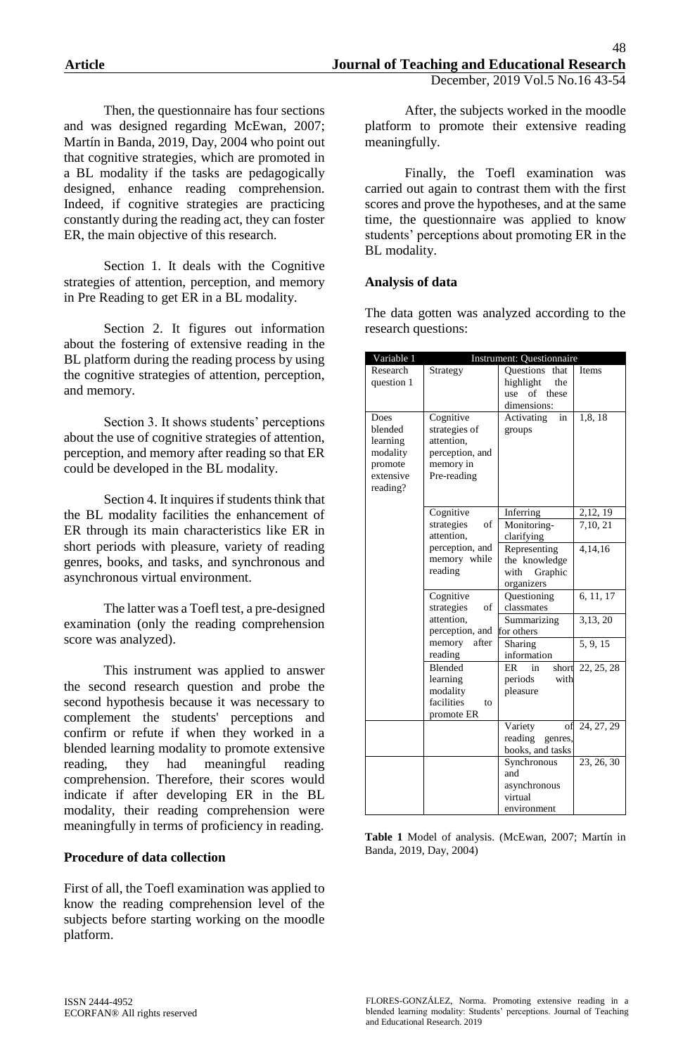Then, the questionnaire has four sections and was designed regarding McEwan, 2007; Martín in Banda, 2019, Day, 2004 who point out that cognitive strategies, which are promoted in a BL modality if the tasks are pedagogically designed, enhance reading comprehension. Indeed, if cognitive strategies are practicing constantly during the reading act, they can foster ER, the main objective of this research.

Section 1. It deals with the Cognitive strategies of attention, perception, and memory in Pre Reading to get ER in a BL modality.

Section 2. It figures out information about the fostering of extensive reading in the BL platform during the reading process by using the cognitive strategies of attention, perception, and memory.

Section 3. It shows students' perceptions about the use of cognitive strategies of attention, perception, and memory after reading so that ER could be developed in the BL modality.

Section 4. It inquires if students think that the BL modality facilities the enhancement of ER through its main characteristics like ER in short periods with pleasure, variety of reading genres, books, and tasks, and synchronous and asynchronous virtual environment.

The latter was a Toefl test, a pre-designed examination (only the reading comprehension score was analyzed).

This instrument was applied to answer the second research question and probe the second hypothesis because it was necessary to complement the students' perceptions and confirm or refute if when they worked in a blended learning modality to promote extensive reading, they had meaningful reading comprehension. Therefore, their scores would indicate if after developing ER in the BL modality, their reading comprehension were meaningfully in terms of proficiency in reading.

### Procedure of data collection

First of all, the Toefl examination was applied to know the reading comprehension level of the subjects before starting working on the moodle platform.

After, the subjects worked in the moodle platform to promote their extensive reading meaningfully.

Finally, the Toefl examination was carried out again to contrast them with the first scores and prove the hypotheses, and at the same time, the questionnaire was applied to know students' perceptions about promoting ER in the BL modality.

### Analysis of data

The data gotten was analyzed according to the research questions:

| Variable 1 | Instrument: Questionnaire | | |
|---|---|---|---|
| Research question 1 | Strategy | Questions that highlight the use of these dimensions: | Items |
| Does blended learning modality promote extensive reading? | Cognitive strategies of attention, perception, and memory in Pre-reading | Activating in groups | 1,8, 18 |
| | Cognitive strategies of attention, perception, and memory while reading | Inferring | 2,12, 19 |
| | | Monitoring-clarifying | 7,10, 21 |
| | | Representing the knowledge with Graphic organizers | 4,14,16 |
| | Cognitive strategies of attention, perception, and memory after reading | Questioning classmates | 6, 11, 17 |
| | | Summarizing for others | 3,13, 20 |
| | | Sharing information | 5, 9, 15 |
| | Blended learning modality facilities to promote ER | ER in short periods with pleasure | 22, 25, 28 |
| | | Variety of reading genres, books, and tasks | 24, 27, 29 |
| | | Synchronous and asynchronous virtual environment | 23, 26, 30 |

**Table 1** Model of analysis. (McEwan, 2007; Martín in Banda, 2019, Day, 2004)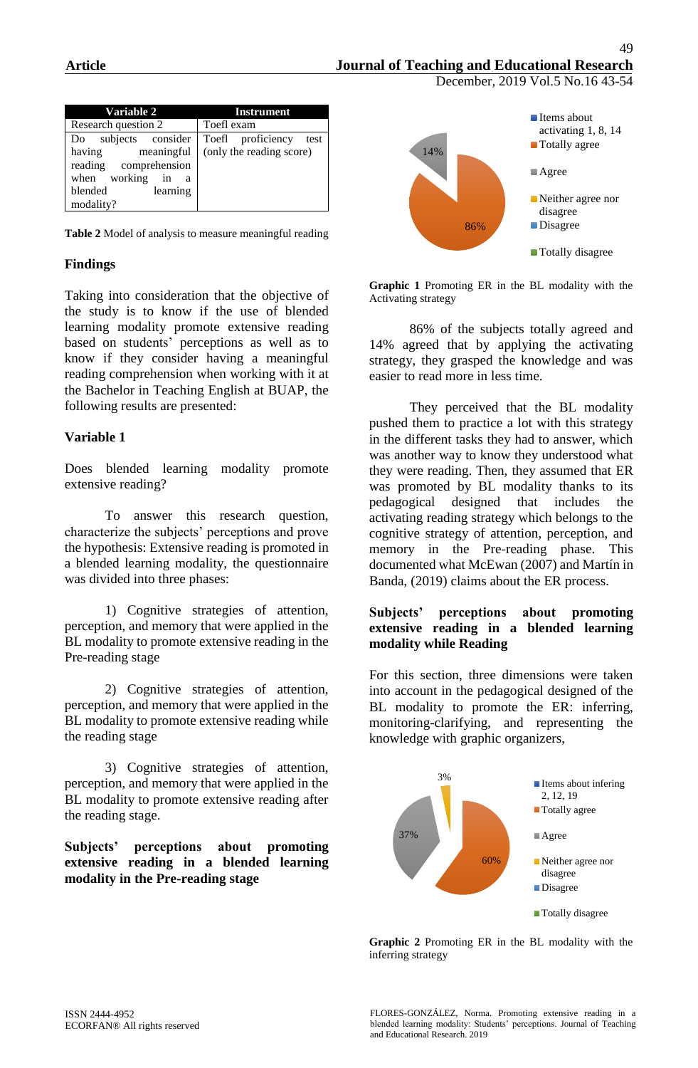| Variable 2 | Instrument |
|---|---|
| Research question 2 | Toefl exam |
| Do subjects consider having meaningful reading comprehension when working in a blended learning modality? | Toefl proficiency test (only the reading score) |

**Table 2** Model of analysis to measure meaningful reading

## Findings

Taking into consideration that the objective of the study is to know if the use of blended learning modality promote extensive reading based on students' perceptions as well as to know if they consider having a meaningful reading comprehension when working with it at the Bachelor in Teaching English at BUAP, the following results are presented:

### Variable 1

Does blended learning modality promote extensive reading?

To answer this research question, characterize the subjects' perceptions and prove the hypothesis: Extensive reading is promoted in a blended learning modality, the questionnaire was divided into three phases:

1) Cognitive strategies of attention, perception, and memory that were applied in the BL modality to promote extensive reading in the Pre-reading stage

2) Cognitive strategies of attention, perception, and memory that were applied in the BL modality to promote extensive reading while the reading stage

3) Cognitive strategies of attention, perception, and memory that were applied in the BL modality to promote extensive reading after the reading stage.

### Subjects' perceptions about promoting extensive reading in a blended learning modality in the Pre-reading stage

Items about activating 1, 8, 14
- Totally agree
- Agree
- Neither agree nor disagree
- Disagree
- Totally disagree

14%

86%

**Graphic 1** Promoting ER in the BL modality with the Activating strategy

86% of the subjects totally agreed and 14% agreed that by applying the activating strategy, they grasped the knowledge and was easier to read more in less time.

They perceived that the BL modality pushed them to practice a lot with this strategy in the different tasks they had to answer, which was another way to know they understood what they were reading. Then, they assumed that ER was promoted by BL modality thanks to its pedagogical designed that includes the activating reading strategy which belongs to the cognitive strategy of attention, perception, and memory in the Pre-reading phase. This documented what McEwan (2007) and Martín in Banda, (2019) claims about the ER process.

### Subjects' perceptions about promoting extensive reading in a blended learning modality while Reading

For this section, three dimensions were taken into account in the pedagogical designed of the BL modality to promote the ER: inferring, monitoring-clarifying, and representing the knowledge with graphic organizers,

Items about infering 2, 12, 19
- Totally agree
- Agree
- Neither agree nor disagree
- Disagree
- Totally disagree

3%

37%

60%

**Graphic 2** Promoting ER in the BL modality with the inferring strategy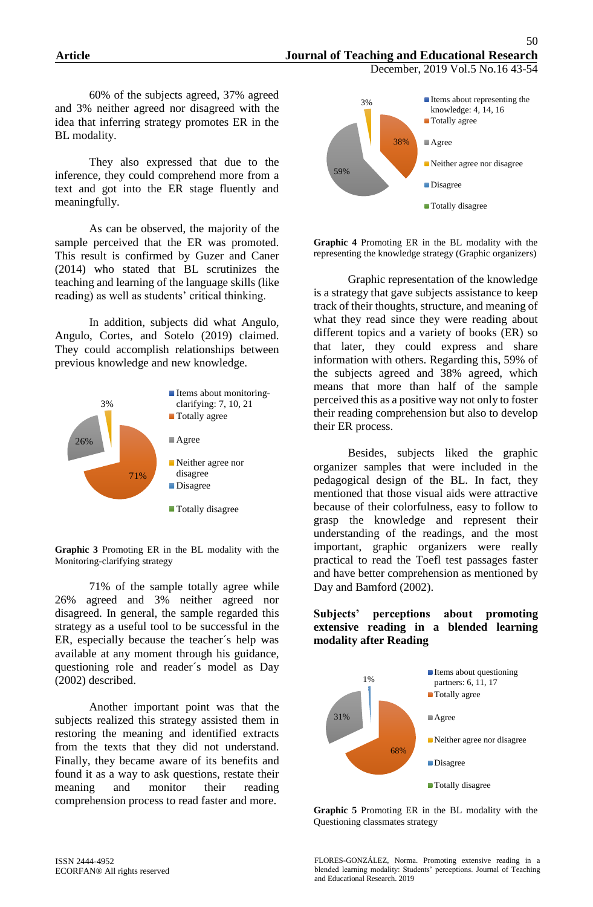60% of the subjects agreed, 37% agreed and 3% neither agreed nor disagreed with the idea that inferring strategy promotes ER in the BL modality.

They also expressed that due to the inference, they could comprehend more from a text and got into the ER stage fluently and meaningfully.

As can be observed, the majority of the sample perceived that the ER was promoted. This result is confirmed by Guzer and Caner (2014) who stated that BL scrutinizes the teaching and learning of the language skills (like reading) as well as students' critical thinking.

In addition, subjects did what Angulo, Angulo, Cortes, and Sotelo (2019) claimed. They could accomplish relationships between previous knowledge and new knowledge.

**Graphic 3** Promoting ER in the BL modality with the Monitoring-clarifying strategy

71% of the sample totally agree while 26% agreed and 3% neither agreed nor disagreed. In general, the sample regarded this strategy as a useful tool to be successful in the ER, especially because the teacher´s help was available at any moment through his guidance, questioning role and reader´s model as Day (2002) described.

Another important point was that the subjects realized this strategy assisted them in restoring the meaning and identified extracts from the texts that they did not understand. Finally, they became aware of its benefits and found it as a way to ask questions, restate their meaning and monitor their reading comprehension process to read faster and more.

**Graphic 4** Promoting ER in the BL modality with the representing the knowledge strategy (Graphic organizers)

Graphic representation of the knowledge is a strategy that gave subjects assistance to keep track of their thoughts, structure, and meaning of what they read since they were reading about different topics and a variety of books (ER) so that later, they could express and share information with others. Regarding this, 59% of the subjects agreed and 38% agreed, which means that more than half of the sample perceived this as a positive way not only to foster their reading comprehension but also to develop their ER process.

Besides, subjects liked the graphic organizer samples that were included in the pedagogical design of the BL. In fact, they mentioned that those visual aids were attractive because of their colorfulness, easy to follow to grasp the knowledge and represent their understanding of the readings, and the most important, graphic organizers were really practical to read the Toefl test passages faster and have better comprehension as mentioned by Day and Bamford (2002).

### Subjects' perceptions about promoting extensive reading in a blended learning modality after Reading

**Graphic 5** Promoting ER in the BL modality with the Questioning classmates strategy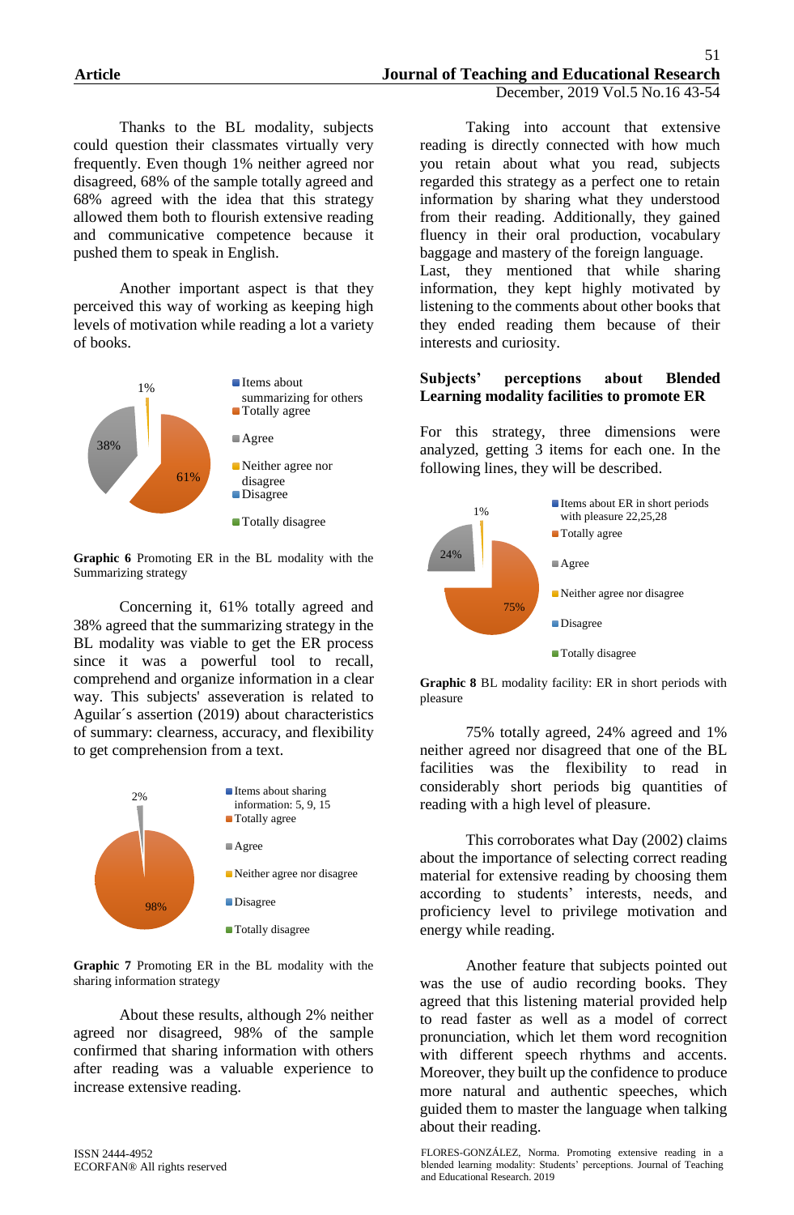Thanks to the BL modality, subjects could question their classmates virtually very frequently. Even though 1% neither agreed nor disagreed, 68% of the sample totally agreed and 68% agreed with the idea that this strategy allowed them both to flourish extensive reading and communicative competence because it pushed them to speak in English.

Another important aspect is that they perceived this way of working as keeping high levels of motivation while reading a lot a variety of books.

**Graphic 6** Promoting ER in the BL modality with the Summarizing strategy

Concerning it, 61% totally agreed and 38% agreed that the summarizing strategy in the BL modality was viable to get the ER process since it was a powerful tool to recall, comprehend and organize information in a clear way. This subjects' asseveration is related to Aguilar´s assertion (2019) about characteristics of summary: clearness, accuracy, and flexibility to get comprehension from a text.

**Graphic 7** Promoting ER in the BL modality with the sharing information strategy

About these results, although 2% neither agreed nor disagreed, 98% of the sample confirmed that sharing information with others after reading was a valuable experience to increase extensive reading.

Taking into account that extensive reading is directly connected with how much you retain about what you read, subjects regarded this strategy as a perfect one to retain information by sharing what they understood from their reading. Additionally, they gained fluency in their oral production, vocabulary baggage and mastery of the foreign language. Last, they mentioned that while sharing information, they kept highly motivated by listening to the comments about other books that they ended reading them because of their interests and curiosity.

**Subjects' perceptions about Blended Learning modality facilities to promote ER**

For this strategy, three dimensions were analyzed, getting 3 items for each one. In the following lines, they will be described.

**Graphic 8** BL modality facility: ER in short periods with pleasure

75% totally agreed, 24% agreed and 1% neither agreed nor disagreed that one of the BL facilities was the flexibility to read in considerably short periods big quantities of reading with a high level of pleasure.

This corroborates what Day (2002) claims about the importance of selecting correct reading material for extensive reading by choosing them according to students' interests, needs, and proficiency level to privilege motivation and energy while reading.

Another feature that subjects pointed out was the use of audio recording books. They agreed that this listening material provided help to read faster as well as a model of correct pronunciation, which let them word recognition with different speech rhythms and accents. Moreover, they built up the confidence to produce more natural and authentic speeches, which guided them to master the language when talking about their reading.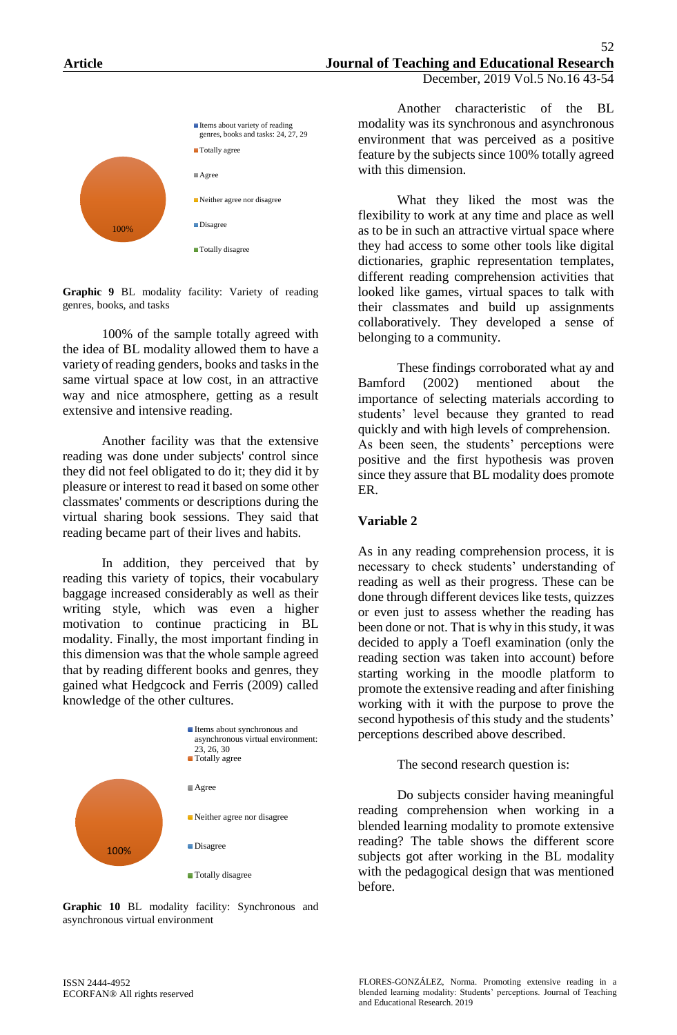- Items about variety of reading genres, books and tasks: 24, 27, 29
- Totally agree
- Agree
- Neither agree nor disagree
- Disagree
- Totally disagree

100%

**Graphic 9** BL modality facility: Variety of reading genres, books, and tasks

100% of the sample totally agreed with the idea of BL modality allowed them to have a variety of reading genders, books and tasks in the same virtual space at low cost, in an attractive way and nice atmosphere, getting as a result extensive and intensive reading.

Another facility was that the extensive reading was done under subjects' control since they did not feel obligated to do it; they did it by pleasure or interest to read it based on some other classmates' comments or descriptions during the virtual sharing book sessions. They said that reading became part of their lives and habits.

In addition, they perceived that by reading this variety of topics, their vocabulary baggage increased considerably as well as their writing style, which was even a higher motivation to continue practicing in BL modality. Finally, the most important finding in this dimension was that the whole sample agreed that by reading different books and genres, they gained what Hedgcock and Ferris (2009) called knowledge of the other cultures.

- Items about synchronous and asynchronous virtual environment: 23, 26, 30
- Totally agree
- Agree
- Neither agree nor disagree
- Disagree
- Totally disagree

100%

**Graphic 10** BL modality facility: Synchronous and asynchronous virtual environment

Another characteristic of the BL modality was its synchronous and asynchronous environment that was perceived as a positive feature by the subjects since 100% totally agreed with this dimension.

What they liked the most was the flexibility to work at any time and place as well as to be in such an attractive virtual space where they had access to some other tools like digital dictionaries, graphic representation templates, different reading comprehension activities that looked like games, virtual spaces to talk with their classmates and build up assignments collaboratively. They developed a sense of belonging to a community.

These findings corroborated what ay and Bamford (2002) mentioned about the importance of selecting materials according to students' level because they granted to read quickly and with high levels of comprehension. As been seen, the students' perceptions were positive and the first hypothesis was proven since they assure that BL modality does promote ER.

### Variable 2

As in any reading comprehension process, it is necessary to check students' understanding of reading as well as their progress. These can be done through different devices like tests, quizzes or even just to assess whether the reading has been done or not. That is why in this study, it was decided to apply a Toefl examination (only the reading section was taken into account) before starting working in the moodle platform to promote the extensive reading and after finishing working with it with the purpose to prove the second hypothesis of this study and the students' perceptions described above described.

The second research question is:

Do subjects consider having meaningful reading comprehension when working in a blended learning modality to promote extensive reading? The table shows the different score subjects got after working in the BL modality with the pedagogical design that was mentioned before.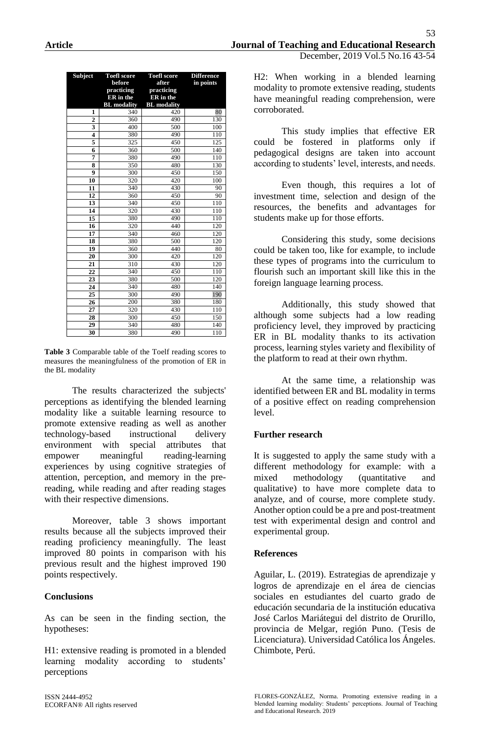| Subject | Toefl score before practicing ER in the BL modality | Toefl score after practicing ER in the BL modality | Difference in points |
|---|---|---|---|
| 1 | 340 | 420 | 80 |
| 2 | 360 | 490 | 130 |
| 3 | 400 | 500 | 100 |
| 4 | 380 | 490 | 110 |
| 5 | 325 | 450 | 125 |
| 6 | 360 | 500 | 140 |
| 7 | 380 | 490 | 110 |
| 8 | 350 | 480 | 130 |
| 9 | 300 | 450 | 150 |
| 10 | 320 | 420 | 100 |
| 11 | 340 | 430 | 90 |
| 12 | 360 | 450 | 90 |
| 13 | 340 | 450 | 110 |
| 14 | 320 | 430 | 110 |
| 15 | 380 | 490 | 110 |
| 16 | 320 | 440 | 120 |
| 17 | 340 | 460 | 120 |
| 18 | 380 | 500 | 120 |
| 19 | 360 | 440 | 80 |
| 20 | 300 | 420 | 120 |
| 21 | 310 | 430 | 120 |
| 22 | 340 | 450 | 110 |
| 23 | 380 | 500 | 120 |
| 24 | 340 | 480 | 140 |
| 25 | 300 | 490 | 190 |
| 26 | 200 | 380 | 180 |
| 27 | 320 | 430 | 110 |
| 28 | 300 | 450 | 150 |
| 29 | 340 | 480 | 140 |
| 30 | 380 | 490 | 110 |

**Table 3** Comparable table of the Toelf reading scores to measures the meaningfulness of the promotion of ER in the BL modality

The results characterized the subjects' perceptions as identifying the blended learning modality like a suitable learning resource to promote extensive reading as well as another technology-based instructional delivery environment with special attributes that empower meaningful reading-learning experiences by using cognitive strategies of attention, perception, and memory in the pre-reading, while reading and after reading stages with their respective dimensions.

Moreover, table 3 shows important results because all the subjects improved their reading proficiency meaningfully. The least improved 80 points in comparison with his previous result and the highest improved 190 points respectively.

## Conclusions

As can be seen in the finding section, the hypotheses:

H1: extensive reading is promoted in a blended learning modality according to students' perceptions

H2: When working in a blended learning modality to promote extensive reading, students have meaningful reading comprehension, were corroborated.

This study implies that effective ER could be fostered in platforms only if pedagogical designs are taken into account according to students' level, interests, and needs.

Even though, this requires a lot of investment time, selection and design of the resources, the benefits and advantages for students make up for those efforts.

Considering this study, some decisions could be taken too, like for example, to include these types of programs into the curriculum to flourish such an important skill like this in the foreign language learning process.

Additionally, this study showed that although some subjects had a low reading proficiency level, they improved by practicing ER in BL modality thanks to its activation process, learning styles variety and flexibility of the platform to read at their own rhythm.

At the same time, a relationship was identified between ER and BL modality in terms of a positive effect on reading comprehension level.

## Further research

It is suggested to apply the same study with a different methodology for example: with a mixed methodology (quantitative and qualitative) to have more complete data to analyze, and of course, more complete study. Another option could be a pre and post-treatment test with experimental design and control and experimental group.

## References

Aguilar, L. (2019). Estrategias de aprendizaje y logros de aprendizaje en el área de ciencias sociales en estudiantes del cuarto grado de educación secundaria de la institución educativa José Carlos Mariátegui del distrito de Orurillo, provincia de Melgar, región Puno. (Tesis de Licenciatura). Universidad Católica los Ángeles. Chimbote, Perú.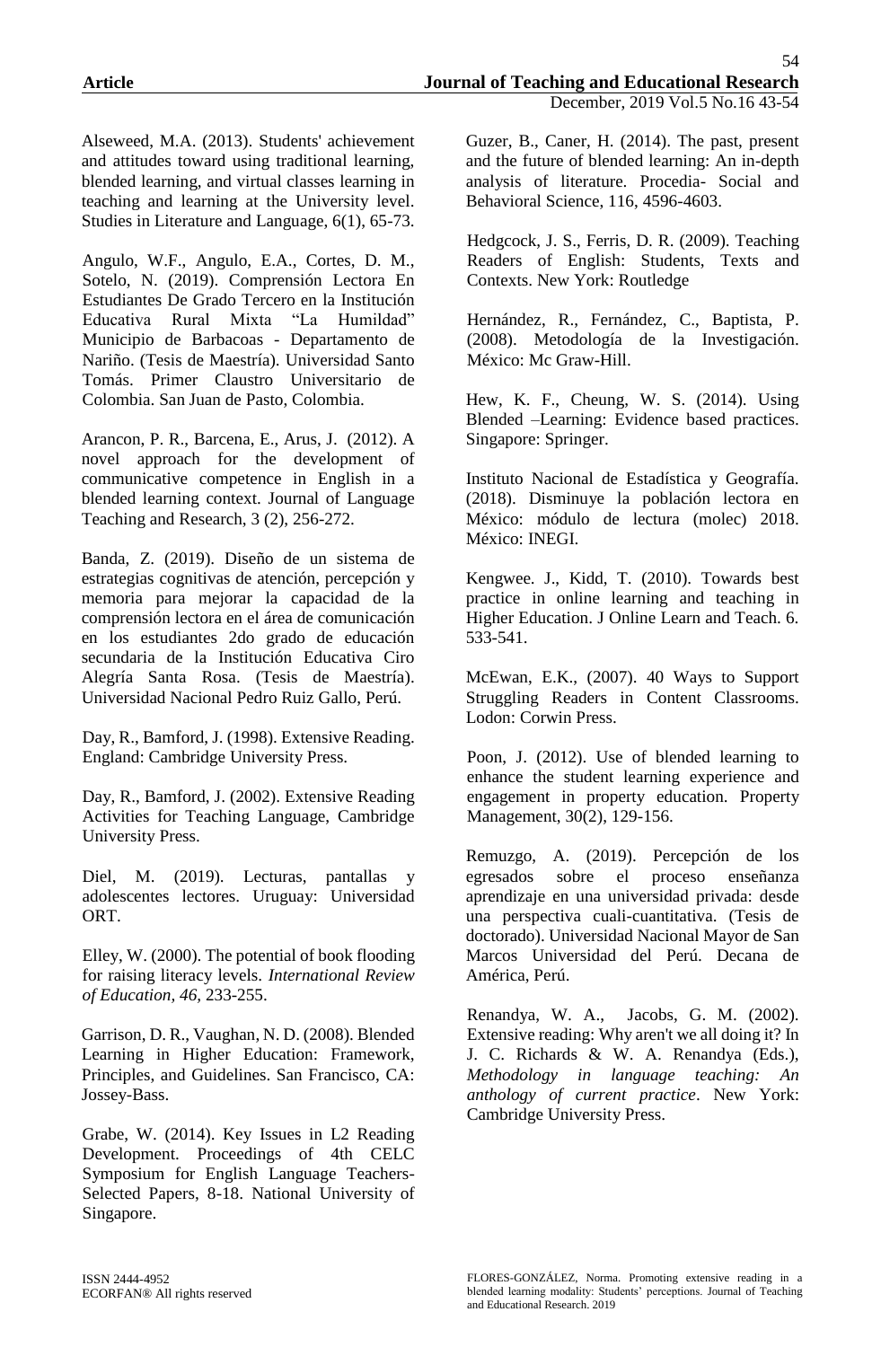Alseweed, M.A. (2013). Students' achievement and attitudes toward using traditional learning, blended learning, and virtual classes learning in teaching and learning at the University level. Studies in Literature and Language, 6(1), 65-73.

Angulo, W.F., Angulo, E.A., Cortes, D. M., Sotelo, N. (2019). Comprensión Lectora En Estudiantes De Grado Tercero en la Institución Educativa Rural Mixta "La Humildad" Municipio de Barbacoas - Departamento de Nariño. (Tesis de Maestría). Universidad Santo Tomás. Primer Claustro Universitario de Colombia. San Juan de Pasto, Colombia.

Arancon, P. R., Barcena, E., Arus, J. (2012). A novel approach for the development of communicative competence in English in a blended learning context. Journal of Language Teaching and Research, 3 (2), 256-272.

Banda, Z. (2019). Diseño de un sistema de estrategias cognitivas de atención, percepción y memoria para mejorar la capacidad de la comprensión lectora en el área de comunicación en los estudiantes 2do grado de educación secundaria de la Institución Educativa Ciro Alegría Santa Rosa. (Tesis de Maestría). Universidad Nacional Pedro Ruiz Gallo, Perú.

Day, R., Bamford, J. (1998). Extensive Reading. England: Cambridge University Press.

Day, R., Bamford, J. (2002). Extensive Reading Activities for Teaching Language, Cambridge University Press.

Diel, M. (2019). Lecturas, pantallas y adolescentes lectores. Uruguay: Universidad ORT.

Elley, W. (2000). The potential of book flooding for raising literacy levels. *International Review of Education, 46,* 233-255.

Garrison, D. R., Vaughan, N. D. (2008). Blended Learning in Higher Education: Framework, Principles, and Guidelines. San Francisco, CA: Jossey-Bass.

Grabe, W. (2014). Key Issues in L2 Reading Development. Proceedings of 4th CELC Symposium for English Language Teachers-Selected Papers, 8-18. National University of Singapore.

Guzer, B., Caner, H. (2014). The past, present and the future of blended learning: An in-depth analysis of literature. Procedia- Social and Behavioral Science, 116, 4596-4603.

Hedgcock, J. S., Ferris, D. R. (2009). Teaching Readers of English: Students, Texts and Contexts. New York: Routledge

Hernández, R., Fernández, C., Baptista, P. (2008). Metodología de la Investigación. México: Mc Graw-Hill.

Hew, K. F., Cheung, W. S. (2014). Using Blended –Learning: Evidence based practices. Singapore: Springer.

Instituto Nacional de Estadística y Geografía. (2018). Disminuye la población lectora en México: módulo de lectura (molec) 2018. México: INEGI.

Kengwee. J., Kidd, T. (2010). Towards best practice in online learning and teaching in Higher Education. J Online Learn and Teach. 6. 533-541.

McEwan, E.K., (2007). 40 Ways to Support Struggling Readers in Content Classrooms. Lodon: Corwin Press.

Poon, J. (2012). Use of blended learning to enhance the student learning experience and engagement in property education. Property Management, 30(2), 129-156.

Remuzgo, A. (2019). Percepción de los egresados sobre el proceso enseñanza aprendizaje en una universidad privada: desde una perspectiva cuali-cuantitativa. (Tesis de doctorado). Universidad Nacional Mayor de San Marcos Universidad del Perú. Decana de América, Perú.

Renandya, W. A., Jacobs, G. M. (2002). Extensive reading: Why aren't we all doing it? In J. C. Richards & W. A. Renandya (Eds.), *Methodology in language teaching: An anthology of current practice*. New York: Cambridge University Press.